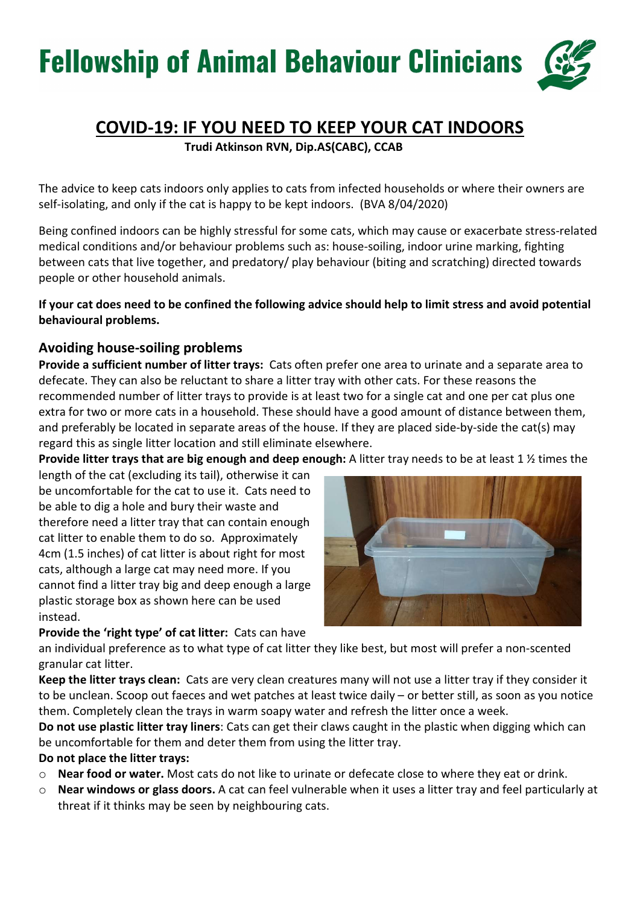# Fellowship of Animal Behaviour Clinicians

## COVID-19: IF YOU NEED TO KEEP YOUR CAT INDOORS

**Trudi Atkinson RVN, Dip.AS(CABC), CCAB**

The advice to keep cats indoors only applies to cats from infected households or where their owners are self-isolating, and only if the cat is happy to be kept indoors. (BVA 8/04/2020)

Being confined indoors can be highly stressful for some cats, which may cause or exacerbate stress-related medical conditions and/or behaviour problems such as: house-soiling, indoor urine marking, fighting between cats that live together, and predatory/ play behaviour (biting and scratching) directed towards people or other household animals.

**If your cat does need to be confined the following advice should help to limit stress and avoid potential behavioural problems.**

### Avoiding house-soiling problems

**Provide a sufficient number of litter trays:** Cats often prefer one area to urinate and a separate area to defecate. They can also be reluctant to share a litter tray with other cats. For these reasons the recommended number of litter trays to provide is at least two for a single cat and one per cat plus one extra for two or more cats in a household. These should have a good amount of distance between them, and preferably be located in separate areas of the house. If they are placed side-by-side the cat(s) may regard this as single litter location and still eliminate elsewhere.

**Provide litter trays that are big enough and deep enough:** A litter tray needs to be at least 1 ½ times the length of the cat (excluding its tail), otherwise it can be uncomfortable for the cat to use it. Cats need to be able to dig a hole and bury their waste and therefore need a litter tray that can contain enough cat litter to enable them to do so. Approximately 4cm (1.5 inches) of cat litter is about right for most cats, although a large cat may need more. If you cannot find a litter tray big and deep enough a large plastic storage box as shown here can be used instead.

**Provide the 'right type' of cat litter:** Cats can have an individual preference as to what type of cat litter they like best, but most will prefer a non-scented granular cat litter.

**Keep the litter trays clean:** Cats are very clean creatures many will not use a litter tray if they consider it to be unclean. Scoop out faeces and wet patches at least twice daily – or better still, as soon as you notice them. Completely clean the trays in warm soapy water and refresh the litter once a week.

**Do not use plastic litter tray liners**: Cats can get their claws caught in the plastic when digging which can be uncomfortable for them and deter them from using the litter tray.

**Do not place the litter trays:**

- **Near food or water.** Most cats do not like to urinate or defecate close to where they eat or drink.
- **Near windows or glass doors.** A cat can feel vulnerable when it uses a litter tray and feel particularly at threat if it thinks may be seen by neighbouring cats.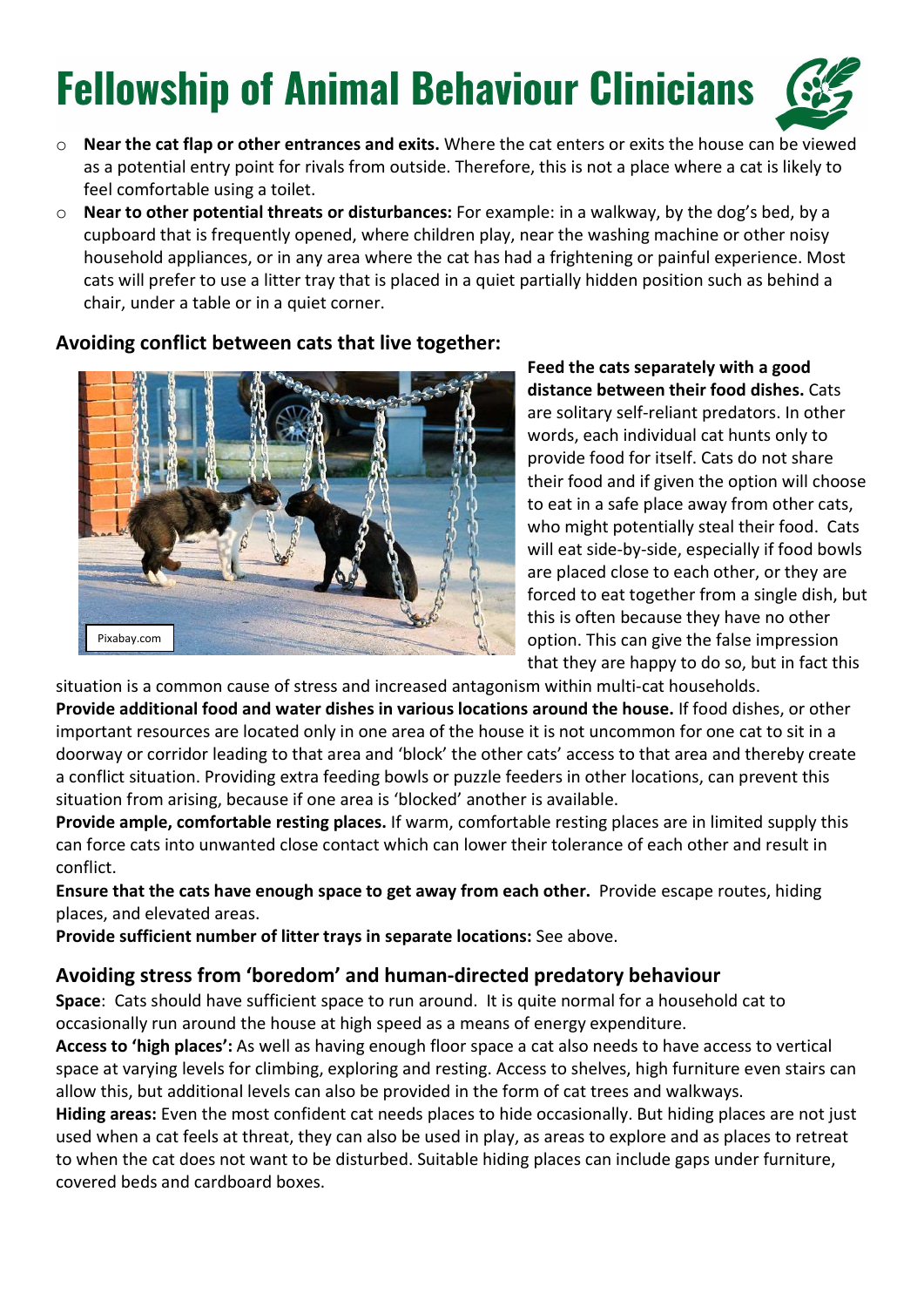- **Near the cat flap or other entrances and exits.** Where the cat enters or exits the house can be viewed as a potential entry point for rivals from outside. Therefore, this is not a place where a cat is likely to feel comfortable using a toilet.
- **Near to other potential threats or disturbances:** For example: in a walkway, by the dog's bed, by a cupboard that is frequently opened, where children play, near the washing machine or other noisy household appliances, or in any area where the cat has had a frightening or painful experience. Most cats will prefer to use a litter tray that is placed in a quiet partially hidden position such as behind a chair, under a table or in a quiet corner.

## Avoiding conflict between cats that live together:

Pixabay.com

**Feed the cats separately with a good distance between their food dishes.** Cats are solitary self-reliant predators. In other words, each individual cat hunts only to provide food for itself. Cats do not share their food and if given the option will choose to eat in a safe place away from other cats, who might potentially steal their food. Cats will eat side-by-side, especially if food bowls are placed close to each other, or they are forced to eat together from a single dish, but this is often because they have no other option. This can give the false impression that they are happy to do so, but in fact this situation is a common cause of stress and increased antagonism within multi-cat households.

**Provide additional food and water dishes in various locations around the house.** If food dishes, or other important resources are located only in one area of the house it is not uncommon for one cat to sit in a doorway or corridor leading to that area and 'block' the other cats' access to that area and thereby create a conflict situation. Providing extra feeding bowls or puzzle feeders in other locations, can prevent this situation from arising, because if one area is 'blocked' another is available.

**Provide ample, comfortable resting places.** If warm, comfortable resting places are in limited supply this can force cats into unwanted close contact which can lower their tolerance of each other and result in conflict.

**Ensure that the cats have enough space to get away from each other.** Provide escape routes, hiding places, and elevated areas.

**Provide sufficient number of litter trays in separate locations:** See above.

## Avoiding stress from 'boredom' and human-directed predatory behaviour

**Space**: Cats should have sufficient space to run around. It is quite normal for a household cat to occasionally run around the house at high speed as a means of energy expenditure.

**Access to 'high places':** As well as having enough floor space a cat also needs to have access to vertical space at varying levels for climbing, exploring and resting. Access to shelves, high furniture even stairs can allow this, but additional levels can also be provided in the form of cat trees and walkways.

**Hiding areas:** Even the most confident cat needs places to hide occasionally. But hiding places are not just used when a cat feels at threat, they can also be used in play, as areas to explore and as places to retreat to when the cat does not want to be disturbed. Suitable hiding places can include gaps under furniture, covered beds and cardboard boxes.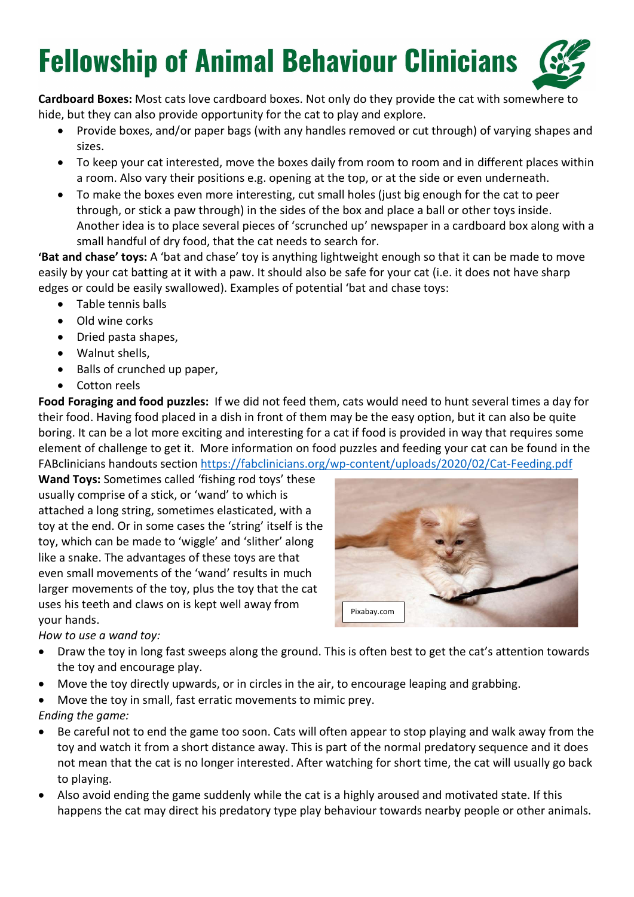**Cardboard Boxes:** Most cats love cardboard boxes. Not only do they provide the cat with somewhere to hide, but they can also provide opportunity for the cat to play and explore.

- Provide boxes, and/or paper bags (with any handles removed or cut through) of varying shapes and sizes.
- To keep your cat interested, move the boxes daily from room to room and in different places within a room. Also vary their positions e.g. opening at the top, or at the side or even underneath.
- To make the boxes even more interesting, cut small holes (just big enough for the cat to peer through, or stick a paw through) in the sides of the box and place a ball or other toys inside. Another idea is to place several pieces of 'scrunched up' newspaper in a cardboard box along with a small handful of dry food, that the cat needs to search for.

**'Bat and chase' toys:** A 'bat and chase' toy is anything lightweight enough so that it can be made to move easily by your cat batting at it with a paw. It should also be safe for your cat (i.e. it does not have sharp edges or could be easily swallowed). Examples of potential 'bat and chase toys:

- Table tennis balls
- Old wine corks
- Dried pasta shapes,
- Walnut shells,
- Balls of crunched up paper,
- Cotton reels

**Food Foraging and food puzzles:** If we did not feed them, cats would need to hunt several times a day for their food. Having food placed in a dish in front of them may be the easy option, but it can also be quite boring. It can be a lot more exciting and interesting for a cat if food is provided in way that requires some element of challenge to get it. More information on food puzzles and feeding your cat can be found in the FABclinicians handouts section https://fabclinicians.org/wp-content/uploads/2020/02/Cat-Feeding.pdf

**Wand Toys:** Sometimes called 'fishing rod toys' these usually comprise of a stick, or 'wand' to which is attached a long string, sometimes elasticated, with a toy at the end. Or in some cases the 'string' itself is the toy, which can be made to 'wiggle' and 'slither' along like a snake. The advantages of these toys are that even small movements of the 'wand' results in much larger movements of the toy, plus the toy that the cat uses his teeth and claws on is kept well away from your hands.

Pixabay.com

*How to use a wand toy:*

- Draw the toy in long fast sweeps along the ground. This is often best to get the cat's attention towards the toy and encourage play.
- Move the toy directly upwards, or in circles in the air, to encourage leaping and grabbing.
- Move the toy in small, fast erratic movements to mimic prey.

*Ending the game:*

- Be careful not to end the game too soon. Cats will often appear to stop playing and walk away from the toy and watch it from a short distance away. This is part of the normal predatory sequence and it does not mean that the cat is no longer interested. After watching for short time, the cat will usually go back to playing.
- Also avoid ending the game suddenly while the cat is a highly aroused and motivated state. If this happens the cat may direct his predatory type play behaviour towards nearby people or other animals.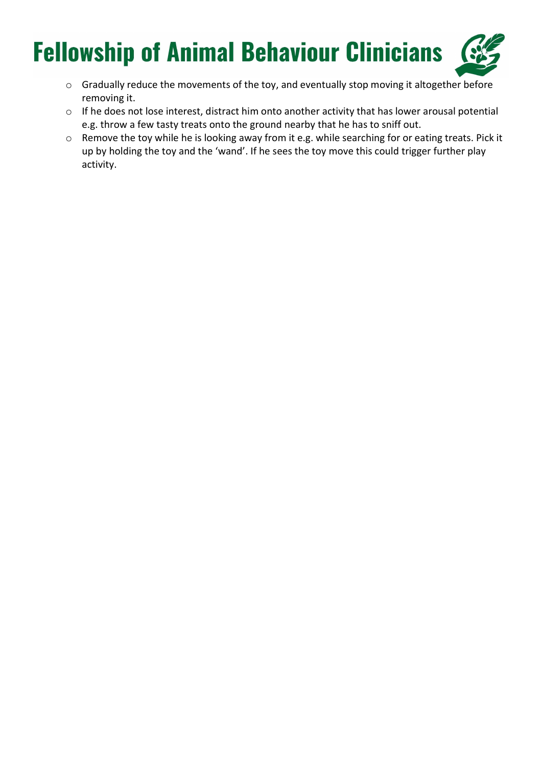- Gradually reduce the movements of the toy, and eventually stop moving it altogether before removing it.
- If he does not lose interest, distract him onto another activity that has lower arousal potential e.g. throw a few tasty treats onto the ground nearby that he has to sniff out.
- Remove the toy while he is looking away from it e.g. while searching for or eating treats. Pick it up by holding the toy and the 'wand'. If he sees the toy move this could trigger further play activity.